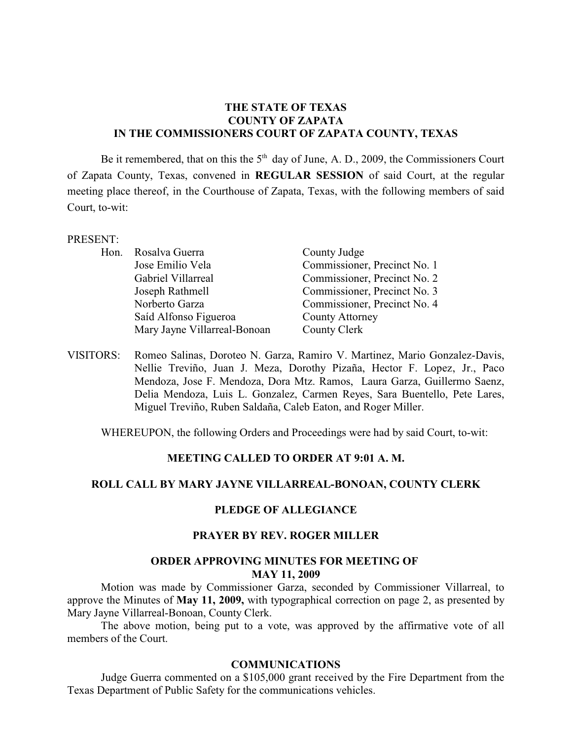**THE STATE OF TEXAS**
**COUNTY OF ZAPATA**
**IN THE COMMISSIONERS COURT OF ZAPATA COUNTY, TEXAS**

Be it remembered, that on this the 5th day of June, A. D., 2009, the Commissioners Court of Zapata County, Texas, convened in **REGULAR SESSION** of said Court, at the regular meeting place thereof, in the Courthouse of Zapata, Texas, with the following members of said Court, to-wit:

PRESENT:

| | | |
|---|---|---|
| Hon. | Rosalva Guerra | County Judge |
| | Jose Emilio Vela | Commissioner, Precinct No. 1 |
| | Gabriel Villarreal | Commissioner, Precinct No. 2 |
| | Joseph Rathmell | Commissioner, Precinct No. 3 |
| | Norberto Garza | Commissioner, Precinct No. 4 |
| | Saíd Alfonso Figueroa | County Attorney |
| | Mary Jayne Villarreal-Bonoan | County Clerk |

VISITORS: Romeo Salinas, Doroteo N. Garza, Ramiro V. Martinez, Mario Gonzalez-Davis, Nellie Treviño, Juan J. Meza, Dorothy Pizaña, Hector F. Lopez, Jr., Paco Mendoza, Jose F. Mendoza, Dora Mtz. Ramos, Laura Garza, Guillermo Saenz, Delia Mendoza, Luis L. Gonzalez, Carmen Reyes, Sara Buentello, Pete Lares, Miguel Treviño, Ruben Saldaña, Caleb Eaton, and Roger Miller.

WHEREUPON, the following Orders and Proceedings were had by said Court, to-wit:

**MEETING CALLED TO ORDER AT 9:01 A. M.**

**ROLL CALL BY MARY JAYNE VILLARREAL-BONOAN, COUNTY CLERK**

**PLEDGE OF ALLEGIANCE**

**PRAYER BY REV. ROGER MILLER**

**ORDER APPROVING MINUTES FOR MEETING OF MAY 11, 2009**

Motion was made by Commissioner Garza, seconded by Commissioner Villarreal, to approve the Minutes of **May 11, 2009,** with typographical correction on page 2, as presented by Mary Jayne Villarreal-Bonoan, County Clerk.

The above motion, being put to a vote, was approved by the affirmative vote of all members of the Court.

**COMMUNICATIONS**

Judge Guerra commented on a $105,000 grant received by the Fire Department from the Texas Department of Public Safety for the communications vehicles.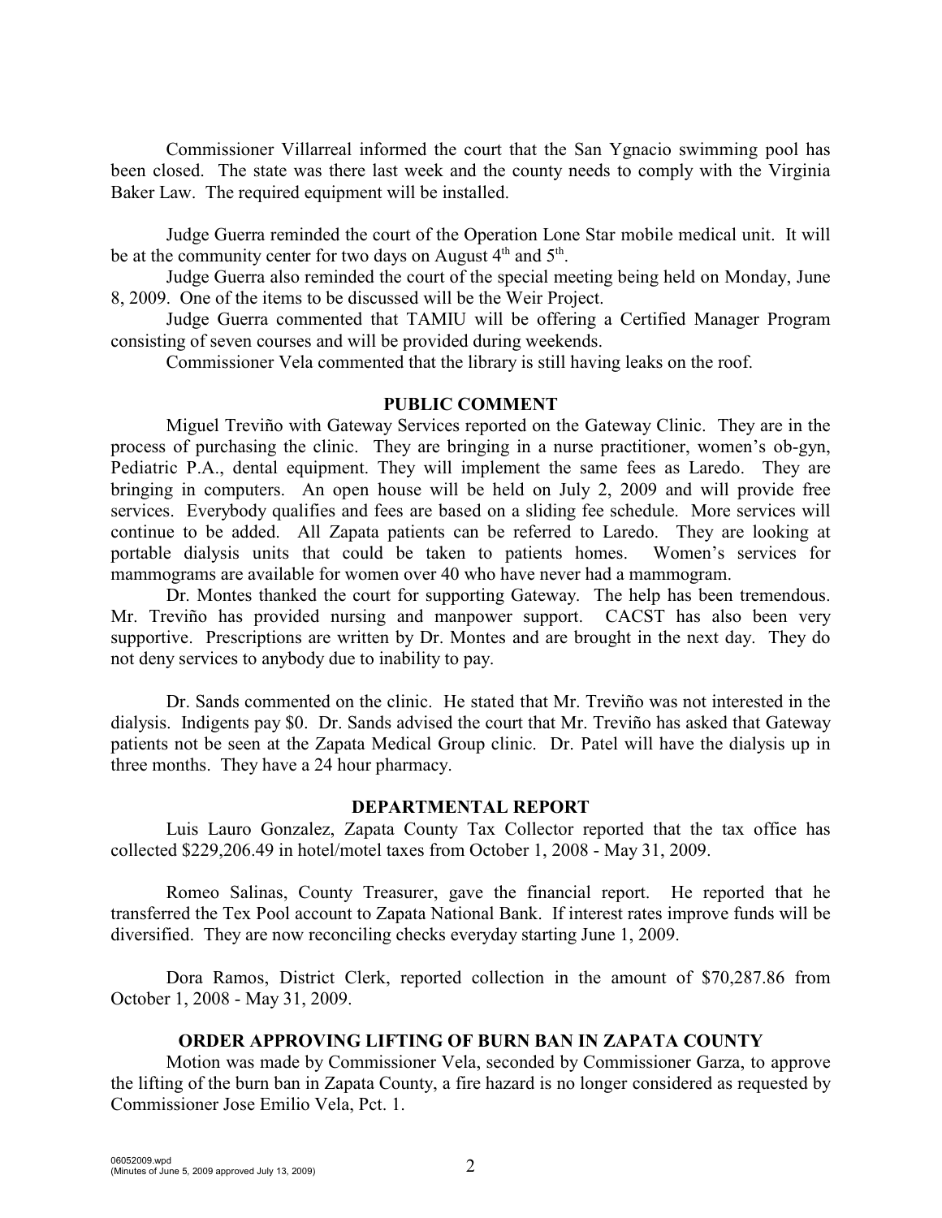Commissioner Villarreal informed the court that the San Ygnacio swimming pool has been closed. The state was there last week and the county needs to comply with the Virginia Baker Law. The required equipment will be installed.

Judge Guerra reminded the court of the Operation Lone Star mobile medical unit. It will be at the community center for two days on August 4th and 5th.

Judge Guerra also reminded the court of the special meeting being held on Monday, June 8, 2009. One of the items to be discussed will be the Weir Project.

Judge Guerra commented that TAMIU will be offering a Certified Manager Program consisting of seven courses and will be provided during weekends.

Commissioner Vela commented that the library is still having leaks on the roof.

## PUBLIC COMMENT

Miguel Treviño with Gateway Services reported on the Gateway Clinic. They are in the process of purchasing the clinic. They are bringing in a nurse practitioner, women's ob-gyn, Pediatric P.A., dental equipment. They will implement the same fees as Laredo. They are bringing in computers. An open house will be held on July 2, 2009 and will provide free services. Everybody qualifies and fees are based on a sliding fee schedule. More services will continue to be added. All Zapata patients can be referred to Laredo. They are looking at portable dialysis units that could be taken to patients homes. Women's services for mammograms are available for women over 40 who have never had a mammogram.

Dr. Montes thanked the court for supporting Gateway. The help has been tremendous. Mr. Treviño has provided nursing and manpower support. CACST has also been very supportive. Prescriptions are written by Dr. Montes and are brought in the next day. They do not deny services to anybody due to inability to pay.

Dr. Sands commented on the clinic. He stated that Mr. Treviño was not interested in the dialysis. Indigents pay $0. Dr. Sands advised the court that Mr. Treviño has asked that Gateway patients not be seen at the Zapata Medical Group clinic. Dr. Patel will have the dialysis up in three months. They have a 24 hour pharmacy.

## DEPARTMENTAL REPORT

Luis Lauro Gonzalez, Zapata County Tax Collector reported that the tax office has collected $229,206.49 in hotel/motel taxes from October 1, 2008 - May 31, 2009.

Romeo Salinas, County Treasurer, gave the financial report. He reported that he transferred the Tex Pool account to Zapata National Bank. If interest rates improve funds will be diversified. They are now reconciling checks everyday starting June 1, 2009.

Dora Ramos, District Clerk, reported collection in the amount of $70,287.86 from October 1, 2008 - May 31, 2009.

## ORDER APPROVING LIFTING OF BURN BAN IN ZAPATA COUNTY

Motion was made by Commissioner Vela, seconded by Commissioner Garza, to approve the lifting of the burn ban in Zapata County, a fire hazard is no longer considered as requested by Commissioner Jose Emilio Vela, Pct. 1.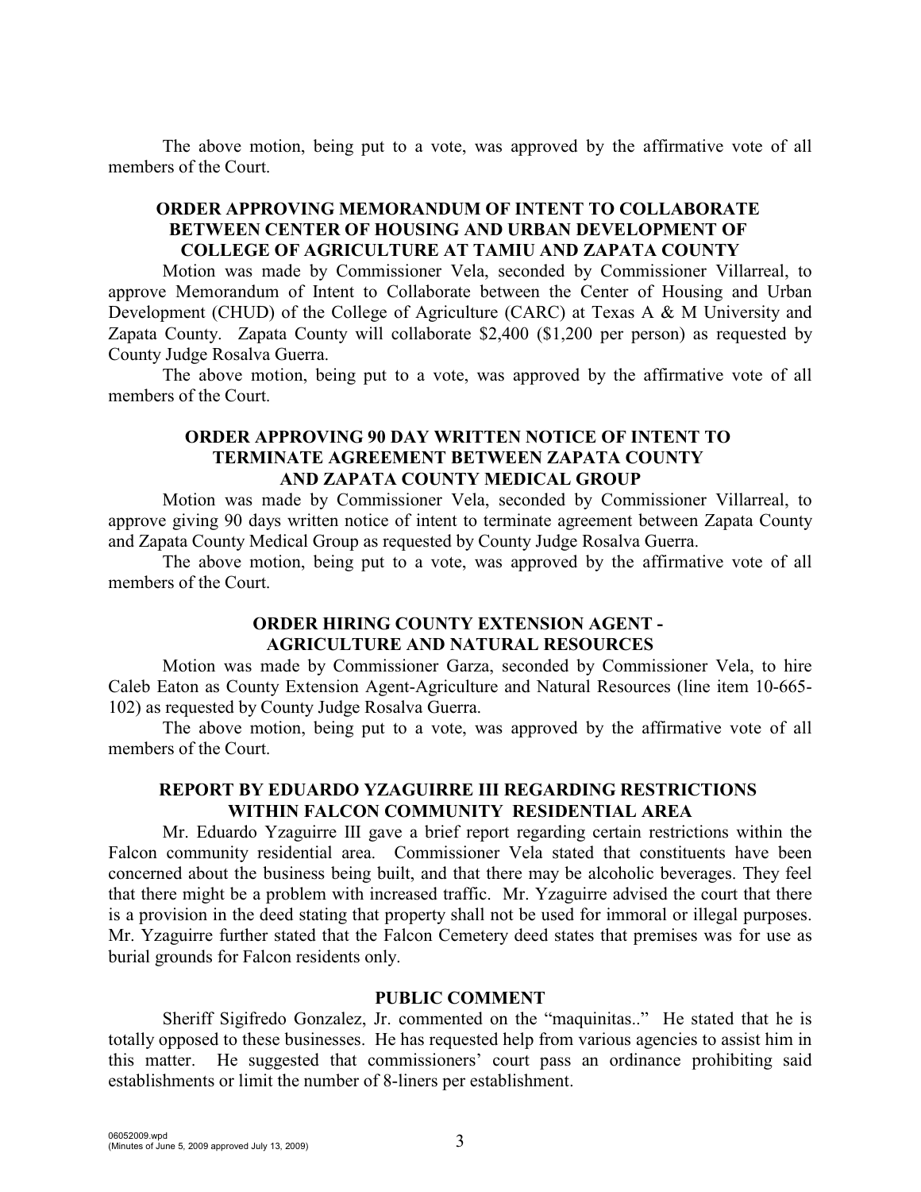The above motion, being put to a vote, was approved by the affirmative vote of all members of the Court.

### ORDER APPROVING MEMORANDUM OF INTENT TO COLLABORATE BETWEEN CENTER OF HOUSING AND URBAN DEVELOPMENT OF COLLEGE OF AGRICULTURE AT TAMIU AND ZAPATA COUNTY

Motion was made by Commissioner Vela, seconded by Commissioner Villarreal, to approve Memorandum of Intent to Collaborate between the Center of Housing and Urban Development (CHUD) of the College of Agriculture (CARC) at Texas A & M University and Zapata County. Zapata County will collaborate $2,400 ($1,200 per person) as requested by County Judge Rosalva Guerra.

The above motion, being put to a vote, was approved by the affirmative vote of all members of the Court.

### ORDER APPROVING 90 DAY WRITTEN NOTICE OF INTENT TO TERMINATE AGREEMENT BETWEEN ZAPATA COUNTY AND ZAPATA COUNTY MEDICAL GROUP

Motion was made by Commissioner Vela, seconded by Commissioner Villarreal, to approve giving 90 days written notice of intent to terminate agreement between Zapata County and Zapata County Medical Group as requested by County Judge Rosalva Guerra.

The above motion, being put to a vote, was approved by the affirmative vote of all members of the Court.

### ORDER HIRING COUNTY EXTENSION AGENT - AGRICULTURE AND NATURAL RESOURCES

Motion was made by Commissioner Garza, seconded by Commissioner Vela, to hire Caleb Eaton as County Extension Agent-Agriculture and Natural Resources (line item 10-665-102) as requested by County Judge Rosalva Guerra.

The above motion, being put to a vote, was approved by the affirmative vote of all members of the Court.

### REPORT BY EDUARDO YZAGUIRRE III REGARDING RESTRICTIONS WITHIN FALCON COMMUNITY RESIDENTIAL AREA

Mr. Eduardo Yzaguirre III gave a brief report regarding certain restrictions within the Falcon community residential area. Commissioner Vela stated that constituents have been concerned about the business being built, and that there may be alcoholic beverages. They feel that there might be a problem with increased traffic. Mr. Yzaguirre advised the court that there is a provision in the deed stating that property shall not be used for immoral or illegal purposes. Mr. Yzaguirre further stated that the Falcon Cemetery deed states that premises was for use as burial grounds for Falcon residents only.

### PUBLIC COMMENT

Sheriff Sigifredo Gonzalez, Jr. commented on the "maquinitas.." He stated that he is totally opposed to these businesses. He has requested help from various agencies to assist him in this matter. He suggested that commissioners' court pass an ordinance prohibiting said establishments or limit the number of 8-liners per establishment.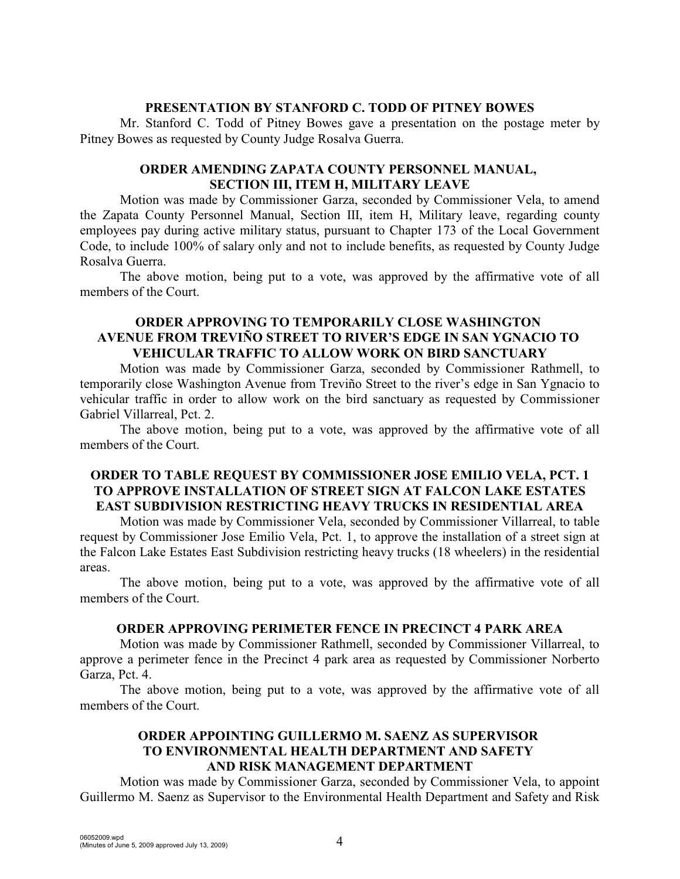**PRESENTATION BY STANFORD C. TODD OF PITNEY BOWES**

Mr. Stanford C. Todd of Pitney Bowes gave a presentation on the postage meter by Pitney Bowes as requested by County Judge Rosalva Guerra.

**ORDER AMENDING ZAPATA COUNTY PERSONNEL MANUAL, SECTION III, ITEM H, MILITARY LEAVE**

Motion was made by Commissioner Garza, seconded by Commissioner Vela, to amend the Zapata County Personnel Manual, Section III, item H, Military leave, regarding county employees pay during active military status, pursuant to Chapter 173 of the Local Government Code, to include 100% of salary only and not to include benefits, as requested by County Judge Rosalva Guerra.

The above motion, being put to a vote, was approved by the affirmative vote of all members of the Court.

**ORDER APPROVING TO TEMPORARILY CLOSE WASHINGTON AVENUE FROM TREVIÑO STREET TO RIVER'S EDGE IN SAN YGNACIO TO VEHICULAR TRAFFIC TO ALLOW WORK ON BIRD SANCTUARY**

Motion was made by Commissioner Garza, seconded by Commissioner Rathmell, to temporarily close Washington Avenue from Treviño Street to the river's edge in San Ygnacio to vehicular traffic in order to allow work on the bird sanctuary as requested by Commissioner Gabriel Villarreal, Pct. 2.

The above motion, being put to a vote, was approved by the affirmative vote of all members of the Court.

**ORDER TO TABLE REQUEST BY COMMISSIONER JOSE EMILIO VELA, PCT. 1 TO APPROVE INSTALLATION OF STREET SIGN AT FALCON LAKE ESTATES EAST SUBDIVISION RESTRICTING HEAVY TRUCKS IN RESIDENTIAL AREA**

Motion was made by Commissioner Vela, seconded by Commissioner Villarreal, to table request by Commissioner Jose Emilio Vela, Pct. 1, to approve the installation of a street sign at the Falcon Lake Estates East Subdivision restricting heavy trucks (18 wheelers) in the residential areas.

The above motion, being put to a vote, was approved by the affirmative vote of all members of the Court.

**ORDER APPROVING PERIMETER FENCE IN PRECINCT 4 PARK AREA**

Motion was made by Commissioner Rathmell, seconded by Commissioner Villarreal, to approve a perimeter fence in the Precinct 4 park area as requested by Commissioner Norberto Garza, Pct. 4.

The above motion, being put to a vote, was approved by the affirmative vote of all members of the Court.

**ORDER APPOINTING GUILLERMO M. SAENZ AS SUPERVISOR TO ENVIRONMENTAL HEALTH DEPARTMENT AND SAFETY AND RISK MANAGEMENT DEPARTMENT**

Motion was made by Commissioner Garza, seconded by Commissioner Vela, to appoint Guillermo M. Saenz as Supervisor to the Environmental Health Department and Safety and Risk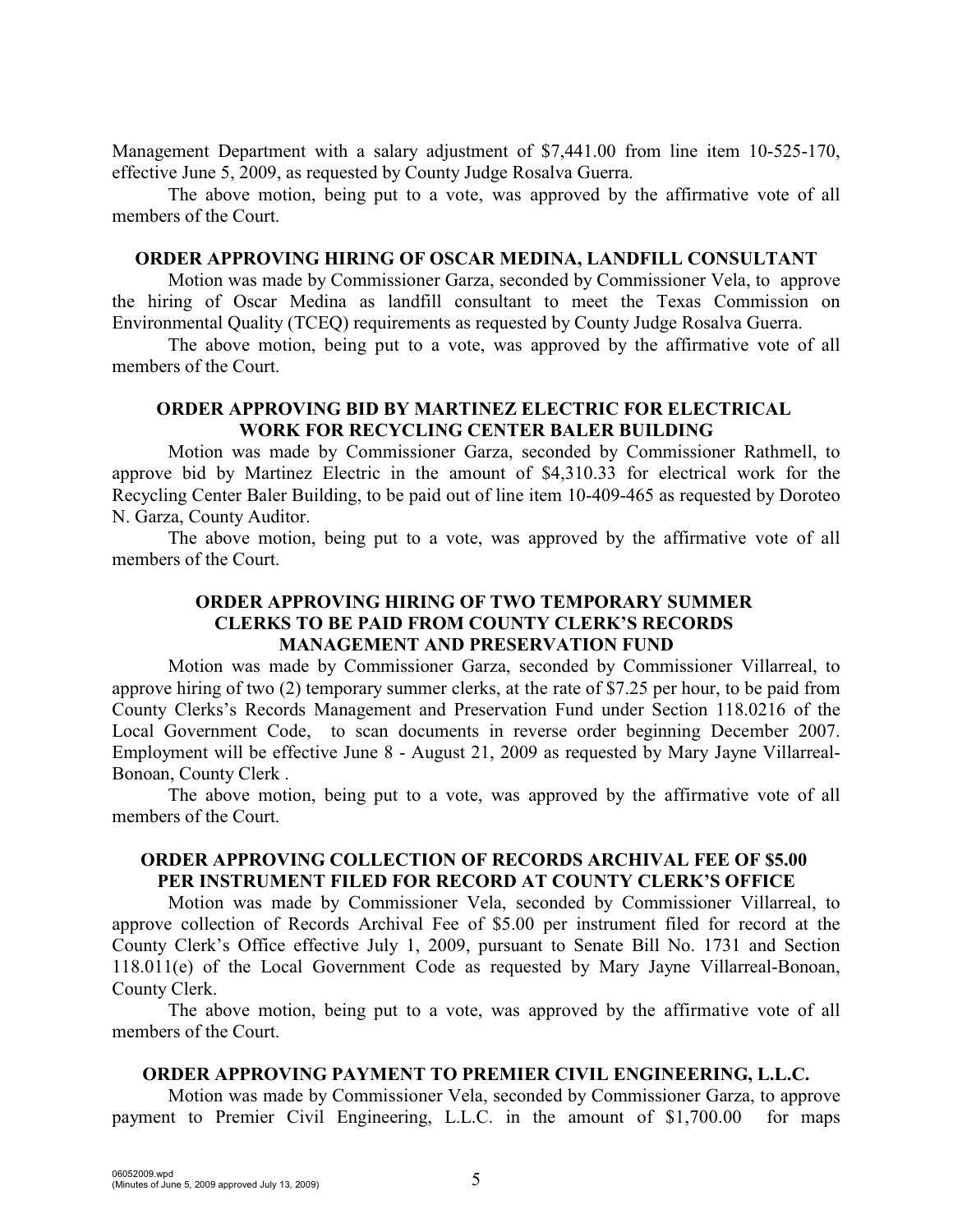Management Department with a salary adjustment of $7,441.00 from line item 10-525-170, effective June 5, 2009, as requested by County Judge Rosalva Guerra.

The above motion, being put to a vote, was approved by the affirmative vote of all members of the Court.

**ORDER APPROVING HIRING OF OSCAR MEDINA, LANDFILL CONSULTANT**

Motion was made by Commissioner Garza, seconded by Commissioner Vela, to approve the hiring of Oscar Medina as landfill consultant to meet the Texas Commission on Environmental Quality (TCEQ) requirements as requested by County Judge Rosalva Guerra.

The above motion, being put to a vote, was approved by the affirmative vote of all members of the Court.

**ORDER APPROVING BID BY MARTINEZ ELECTRIC FOR ELECTRICAL WORK FOR RECYCLING CENTER BALER BUILDING**

Motion was made by Commissioner Garza, seconded by Commissioner Rathmell, to approve bid by Martinez Electric in the amount of $4,310.33 for electrical work for the Recycling Center Baler Building, to be paid out of line item 10-409-465 as requested by Doroteo N. Garza, County Auditor.

The above motion, being put to a vote, was approved by the affirmative vote of all members of the Court.

**ORDER APPROVING HIRING OF TWO TEMPORARY SUMMER CLERKS TO BE PAID FROM COUNTY CLERK'S RECORDS MANAGEMENT AND PRESERVATION FUND**

Motion was made by Commissioner Garza, seconded by Commissioner Villarreal, to approve hiring of two (2) temporary summer clerks, at the rate of $7.25 per hour, to be paid from County Clerks's Records Management and Preservation Fund under Section 118.0216 of the Local Government Code, to scan documents in reverse order beginning December 2007. Employment will be effective June 8 - August 21, 2009 as requested by Mary Jayne Villarreal-Bonoan, County Clerk .

The above motion, being put to a vote, was approved by the affirmative vote of all members of the Court.

**ORDER APPROVING COLLECTION OF RECORDS ARCHIVAL FEE OF $5.00 PER INSTRUMENT FILED FOR RECORD AT COUNTY CLERK'S OFFICE**

Motion was made by Commissioner Vela, seconded by Commissioner Villarreal, to approve collection of Records Archival Fee of $5.00 per instrument filed for record at the County Clerk's Office effective July 1, 2009, pursuant to Senate Bill No. 1731 and Section 118.011(e) of the Local Government Code as requested by Mary Jayne Villarreal-Bonoan, County Clerk.

The above motion, being put to a vote, was approved by the affirmative vote of all members of the Court.

**ORDER APPROVING PAYMENT TO PREMIER CIVIL ENGINEERING, L.L.C.**

Motion was made by Commissioner Vela, seconded by Commissioner Garza, to approve payment to Premier Civil Engineering, L.L.C. in the amount of $1,700.00 for maps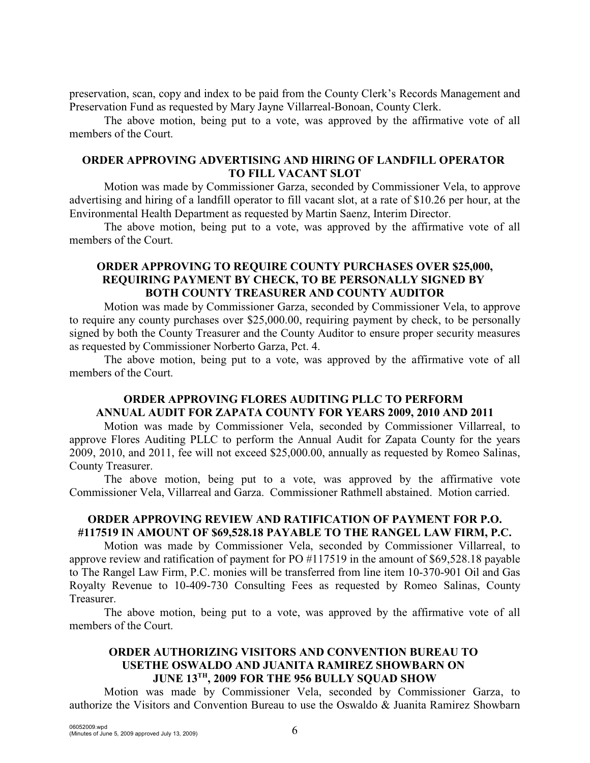preservation, scan, copy and index to be paid from the County Clerk's Records Management and Preservation Fund as requested by Mary Jayne Villarreal-Bonoan, County Clerk.

The above motion, being put to a vote, was approved by the affirmative vote of all members of the Court.

### ORDER APPROVING ADVERTISING AND HIRING OF LANDFILL OPERATOR TO FILL VACANT SLOT

Motion was made by Commissioner Garza, seconded by Commissioner Vela, to approve advertising and hiring of a landfill operator to fill vacant slot, at a rate of $10.26 per hour, at the Environmental Health Department as requested by Martin Saenz, Interim Director.

The above motion, being put to a vote, was approved by the affirmative vote of all members of the Court.

### ORDER APPROVING TO REQUIRE COUNTY PURCHASES OVER $25,000, REQUIRING PAYMENT BY CHECK, TO BE PERSONALLY SIGNED BY BOTH COUNTY TREASURER AND COUNTY AUDITOR

Motion was made by Commissioner Garza, seconded by Commissioner Vela, to approve to require any county purchases over $25,000.00, requiring payment by check, to be personally signed by both the County Treasurer and the County Auditor to ensure proper security measures as requested by Commissioner Norberto Garza, Pct. 4.

The above motion, being put to a vote, was approved by the affirmative vote of all members of the Court.

### ORDER APPROVING FLORES AUDITING PLLC TO PERFORM ANNUAL AUDIT FOR ZAPATA COUNTY FOR YEARS 2009, 2010 AND 2011

Motion was made by Commissioner Vela, seconded by Commissioner Villarreal, to approve Flores Auditing PLLC to perform the Annual Audit for Zapata County for the years 2009, 2010, and 2011, fee will not exceed $25,000.00, annually as requested by Romeo Salinas, County Treasurer.

The above motion, being put to a vote, was approved by the affirmative vote Commissioner Vela, Villarreal and Garza. Commissioner Rathmell abstained. Motion carried.

### ORDER APPROVING REVIEW AND RATIFICATION OF PAYMENT FOR P.O. #117519 IN AMOUNT OF $69,528.18 PAYABLE TO THE RANGEL LAW FIRM, P.C.

Motion was made by Commissioner Vela, seconded by Commissioner Villarreal, to approve review and ratification of payment for PO #117519 in the amount of $69,528.18 payable to The Rangel Law Firm, P.C. monies will be transferred from line item 10-370-901 Oil and Gas Royalty Revenue to 10-409-730 Consulting Fees as requested by Romeo Salinas, County Treasurer.

The above motion, being put to a vote, was approved by the affirmative vote of all members of the Court.

### ORDER AUTHORIZING VISITORS AND CONVENTION BUREAU TO USETHE OSWALDO AND JUANITA RAMIREZ SHOWBARN ON JUNE 13TH, 2009 FOR THE 956 BULLY SQUAD SHOW

Motion was made by Commissioner Vela, seconded by Commissioner Garza, to authorize the Visitors and Convention Bureau to use the Oswaldo & Juanita Ramirez Showbarn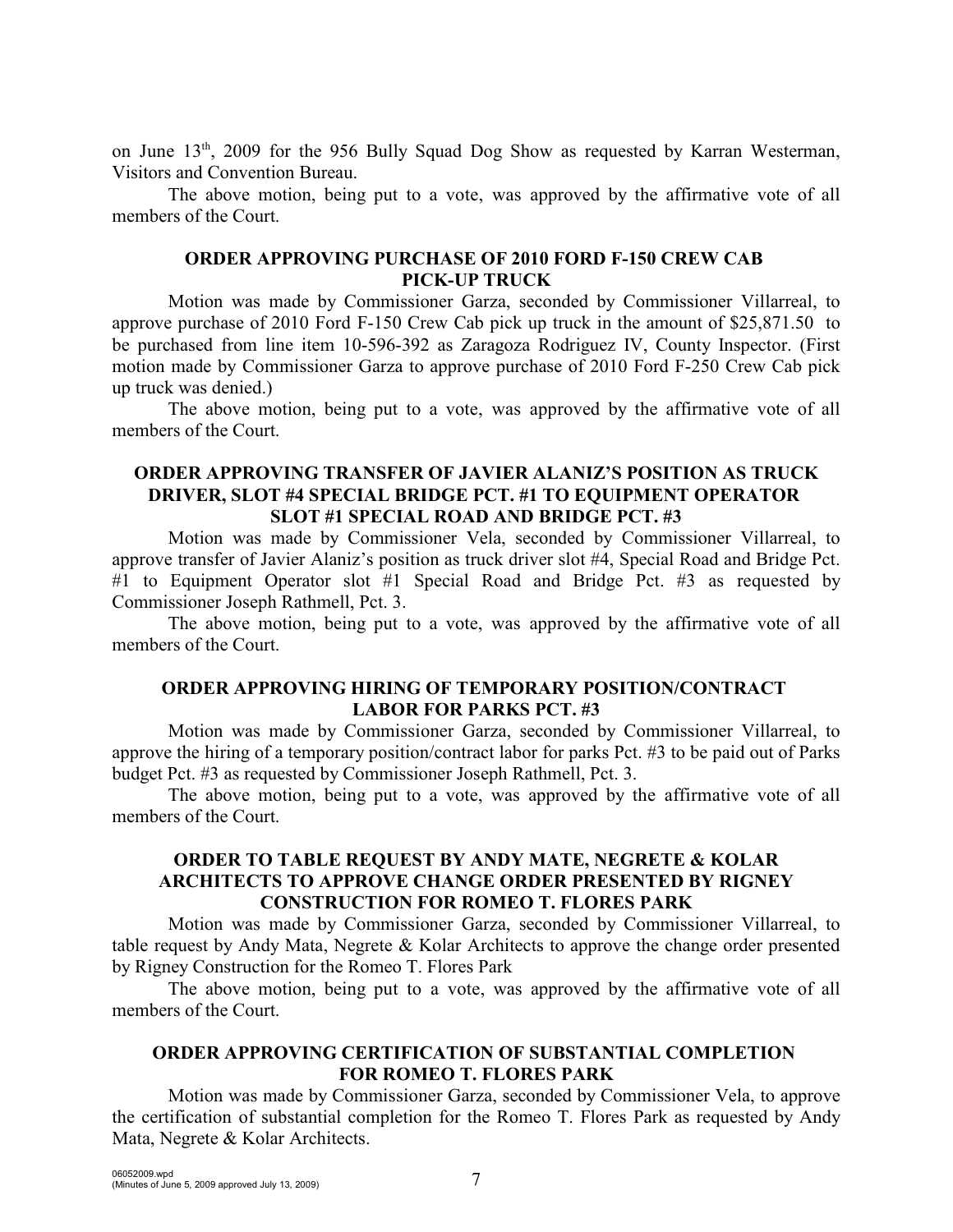on June 13th, 2009 for the 956 Bully Squad Dog Show as requested by Karran Westerman, Visitors and Convention Bureau.

The above motion, being put to a vote, was approved by the affirmative vote of all members of the Court.

### ORDER APPROVING PURCHASE OF 2010 FORD F-150 CREW CAB PICK-UP TRUCK

Motion was made by Commissioner Garza, seconded by Commissioner Villarreal, to approve purchase of 2010 Ford F-150 Crew Cab pick up truck in the amount of $25,871.50 to be purchased from line item 10-596-392 as Zaragoza Rodriguez IV, County Inspector. (First motion made by Commissioner Garza to approve purchase of 2010 Ford F-250 Crew Cab pick up truck was denied.)

The above motion, being put to a vote, was approved by the affirmative vote of all members of the Court.

### ORDER APPROVING TRANSFER OF JAVIER ALANIZ'S POSITION AS TRUCK DRIVER, SLOT #4 SPECIAL BRIDGE PCT. #1 TO EQUIPMENT OPERATOR SLOT #1 SPECIAL ROAD AND BRIDGE PCT. #3

Motion was made by Commissioner Vela, seconded by Commissioner Villarreal, to approve transfer of Javier Alaniz's position as truck driver slot #4, Special Road and Bridge Pct. #1 to Equipment Operator slot #1 Special Road and Bridge Pct. #3 as requested by Commissioner Joseph Rathmell, Pct. 3.

The above motion, being put to a vote, was approved by the affirmative vote of all members of the Court.

### ORDER APPROVING HIRING OF TEMPORARY POSITION/CONTRACT LABOR FOR PARKS PCT. #3

Motion was made by Commissioner Garza, seconded by Commissioner Villarreal, to approve the hiring of a temporary position/contract labor for parks Pct. #3 to be paid out of Parks budget Pct. #3 as requested by Commissioner Joseph Rathmell, Pct. 3.

The above motion, being put to a vote, was approved by the affirmative vote of all members of the Court.

### ORDER TO TABLE REQUEST BY ANDY MATE, NEGRETE & KOLAR ARCHITECTS TO APPROVE CHANGE ORDER PRESENTED BY RIGNEY CONSTRUCTION FOR ROMEO T. FLORES PARK

Motion was made by Commissioner Garza, seconded by Commissioner Villarreal, to table request by Andy Mata, Negrete & Kolar Architects to approve the change order presented by Rigney Construction for the Romeo T. Flores Park

The above motion, being put to a vote, was approved by the affirmative vote of all members of the Court.

### ORDER APPROVING CERTIFICATION OF SUBSTANTIAL COMPLETION FOR ROMEO T. FLORES PARK

Motion was made by Commissioner Garza, seconded by Commissioner Vela, to approve the certification of substantial completion for the Romeo T. Flores Park as requested by Andy Mata, Negrete & Kolar Architects.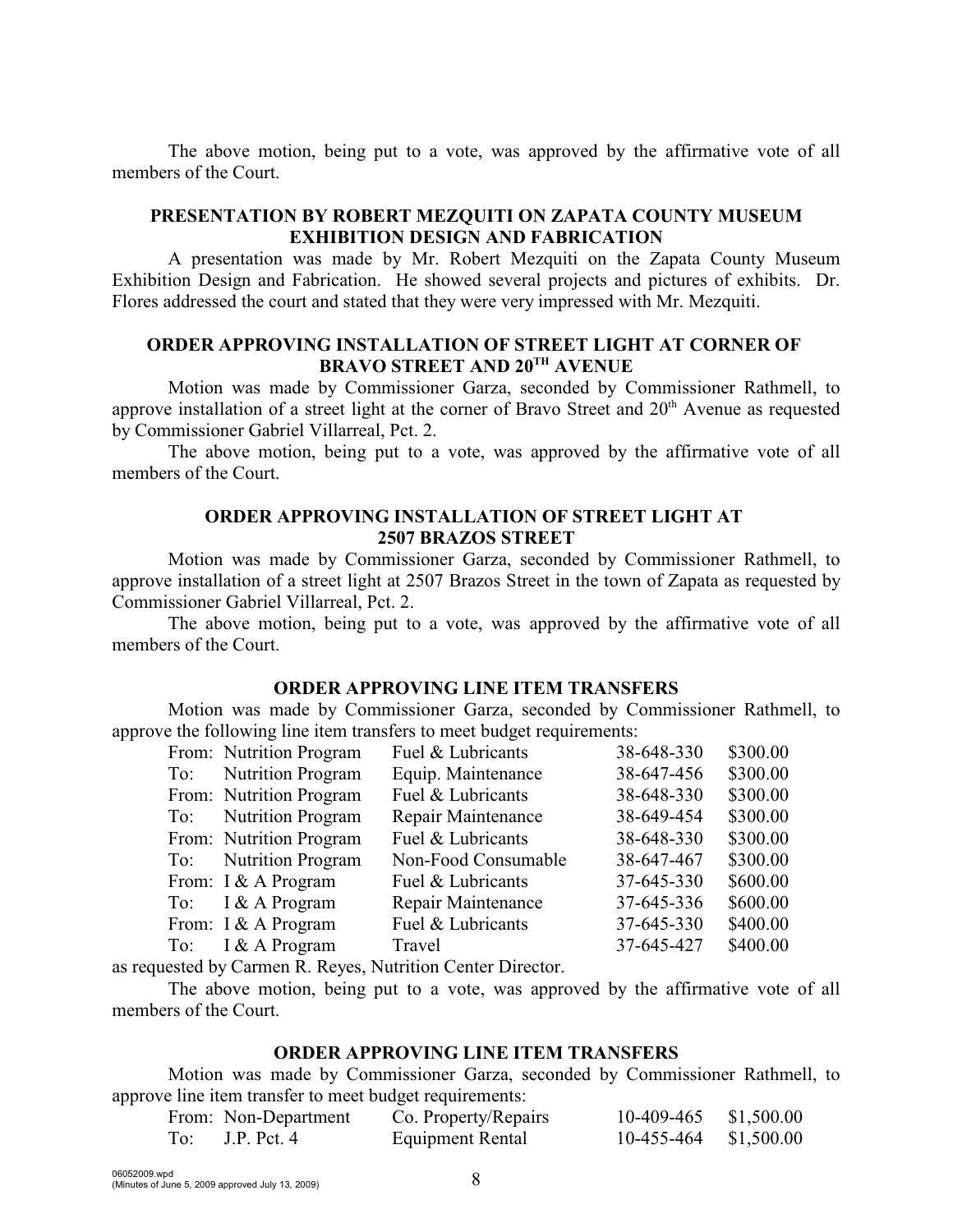The above motion, being put to a vote, was approved by the affirmative vote of all members of the Court.

### PRESENTATION BY ROBERT MEZQUITI ON ZAPATA COUNTY MUSEUM EXHIBITION DESIGN AND FABRICATION

A presentation was made by Mr. Robert Mezquiti on the Zapata County Museum Exhibition Design and Fabrication. He showed several projects and pictures of exhibits. Dr. Flores addressed the court and stated that they were very impressed with Mr. Mezquiti.

### ORDER APPROVING INSTALLATION OF STREET LIGHT AT CORNER OF BRAVO STREET AND 20TH AVENUE

Motion was made by Commissioner Garza, seconded by Commissioner Rathmell, to approve installation of a street light at the corner of Bravo Street and 20th Avenue as requested by Commissioner Gabriel Villarreal, Pct. 2.

The above motion, being put to a vote, was approved by the affirmative vote of all members of the Court.

### ORDER APPROVING INSTALLATION OF STREET LIGHT AT 2507 BRAZOS STREET

Motion was made by Commissioner Garza, seconded by Commissioner Rathmell, to approve installation of a street light at 2507 Brazos Street in the town of Zapata as requested by Commissioner Gabriel Villarreal, Pct. 2.

The above motion, being put to a vote, was approved by the affirmative vote of all members of the Court.

### ORDER APPROVING LINE ITEM TRANSFERS

Motion was made by Commissioner Garza, seconded by Commissioner Rathmell, to approve the following line item transfers to meet budget requirements:

| | | | | |
|---|---|---|---|---|
| From: | Nutrition Program | Fuel & Lubricants | 38-648-330 | $300.00 |
| To: | Nutrition Program | Equip. Maintenance | 38-647-456 | $300.00 |
| From: | Nutrition Program | Fuel & Lubricants | 38-648-330 | $300.00 |
| To: | Nutrition Program | Repair Maintenance | 38-649-454 | $300.00 |
| From: | Nutrition Program | Fuel & Lubricants | 38-648-330 | $300.00 |
| To: | Nutrition Program | Non-Food Consumable | 38-647-467 | $300.00 |
| From: | I & A Program | Fuel & Lubricants | 37-645-330 | $600.00 |
| To: | I & A Program | Repair Maintenance | 37-645-336 | $600.00 |
| From: | I & A Program | Fuel & Lubricants | 37-645-330 | $400.00 |
| To: | I & A Program | Travel | 37-645-427 | $400.00 |

as requested by Carmen R. Reyes, Nutrition Center Director.

The above motion, being put to a vote, was approved by the affirmative vote of all members of the Court.

### ORDER APPROVING LINE ITEM TRANSFERS

Motion was made by Commissioner Garza, seconded by Commissioner Rathmell, to approve line item transfer to meet budget requirements:

| | | | | |
|---|---|---|---|---|
| From: | Non-Department | Co. Property/Repairs | 10-409-465 | $1,500.00 |
| To: | J.P. Pct. 4 | Equipment Rental | 10-455-464 | $1,500.00 |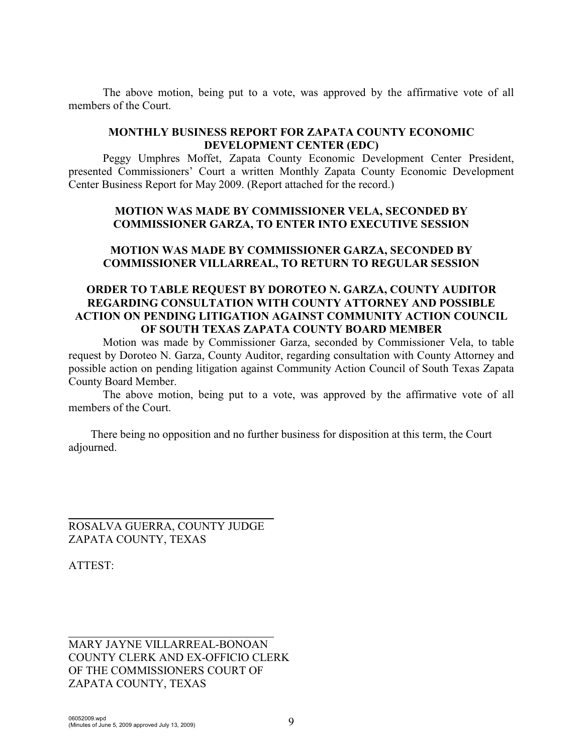The above motion, being put to a vote, was approved by the affirmative vote of all members of the Court.

**MONTHLY BUSINESS REPORT FOR ZAPATA COUNTY ECONOMIC DEVELOPMENT CENTER (EDC)**

Peggy Umphres Moffet, Zapata County Economic Development Center President, presented Commissioners' Court a written Monthly Zapata County Economic Development Center Business Report for May 2009. (Report attached for the record.)

**MOTION WAS MADE BY COMMISSIONER VELA, SECONDED BY COMMISSIONER GARZA, TO ENTER INTO EXECUTIVE SESSION**

**MOTION WAS MADE BY COMMISSIONER GARZA, SECONDED BY COMMISSIONER VILLARREAL, TO RETURN TO REGULAR SESSION**

**ORDER TO TABLE REQUEST BY DOROTEO N. GARZA, COUNTY AUDITOR REGARDING CONSULTATION WITH COUNTY ATTORNEY AND POSSIBLE ACTION ON PENDING LITIGATION AGAINST COMMUNITY ACTION COUNCIL OF SOUTH TEXAS ZAPATA COUNTY BOARD MEMBER**

Motion was made by Commissioner Garza, seconded by Commissioner Vela, to table request by Doroteo N. Garza, County Auditor, regarding consultation with County Attorney and possible action on pending litigation against Community Action Council of South Texas Zapata County Board Member.

The above motion, being put to a vote, was approved by the affirmative vote of all members of the Court.

There being no opposition and no further business for disposition at this term, the Court adjourned.

ROSALVA GUERRA, COUNTY JUDGE
ZAPATA COUNTY, TEXAS

ATTEST:

MARY JAYNE VILLARREAL-BONOAN
COUNTY CLERK AND EX-OFFICIO CLERK
OF THE COMMISSIONERS COURT OF
ZAPATA COUNTY, TEXAS

06052009.wpd
(Minutes of June 5, 2009 approved July 13, 2009)